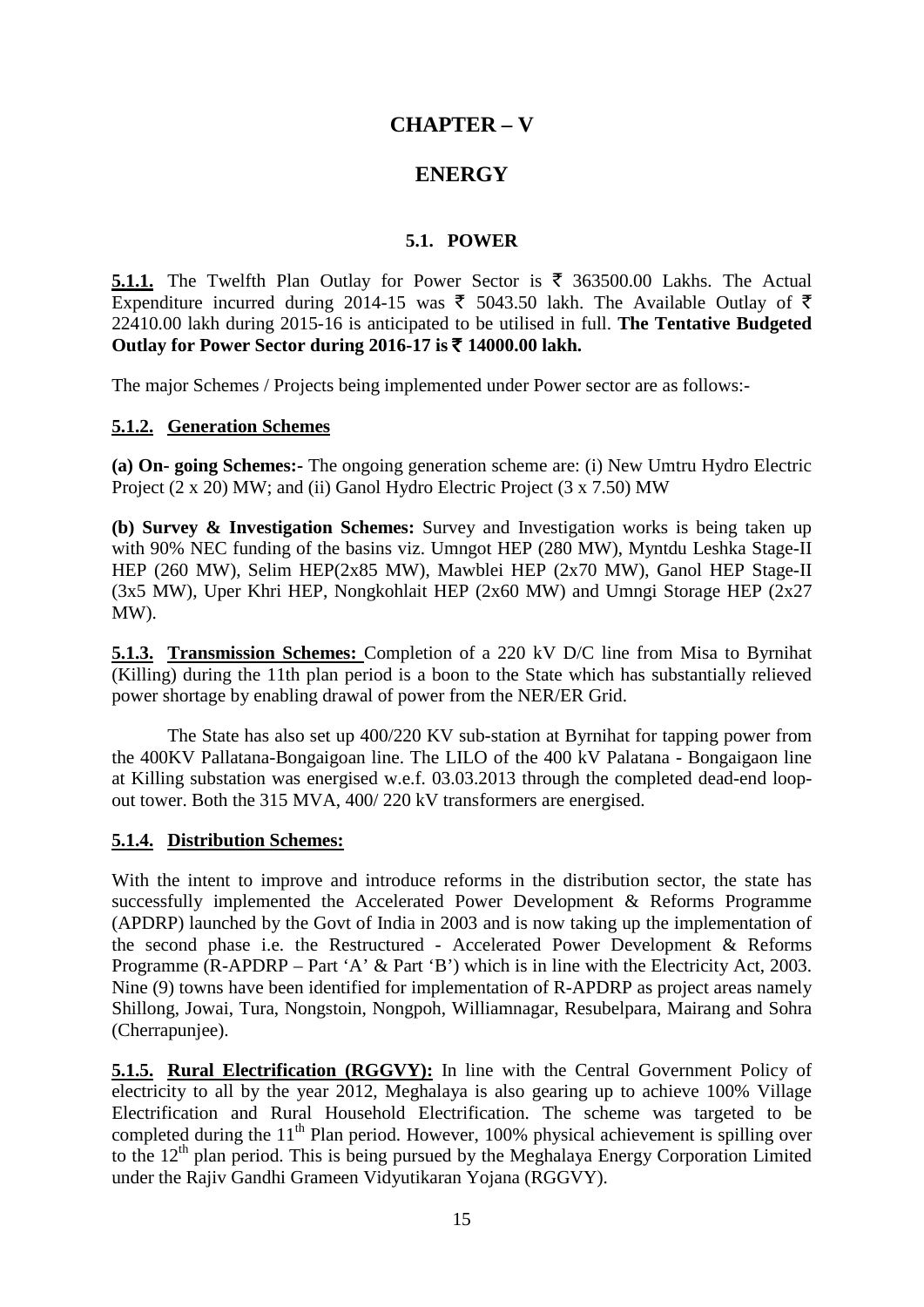# CHAPTER – V

# ENERGY

## 5.1. POWER

**5.1.1.** The Twelfth Plan Outlay for Power Sector is ₹ 363500.00 Lakhs. The Actual Expenditure incurred during 2014-15 was ₹ 5043.50 lakh. The Available Outlay of ₹ 22410.00 lakh during 2015-16 is anticipated to be utilised in full. **The Tentative Budgeted Outlay for Power Sector during 2016-17 is ₹ 14000.00 lakh.**

The major Schemes / Projects being implemented under Power sector are as follows:-

### 5.1.2. Generation Schemes

**(a) On- going Schemes:-** The ongoing generation scheme are: (i) New Umtru Hydro Electric Project (2 x 20) MW; and (ii) Ganol Hydro Electric Project (3 x 7.50) MW

**(b) Survey & Investigation Schemes:** Survey and Investigation works is being taken up with 90% NEC funding of the basins viz. Umngot HEP (280 MW), Myntdu Leshka Stage-II HEP (260 MW), Selim HEP(2x85 MW), Mawblei HEP (2x70 MW), Ganol HEP Stage-II (3x5 MW), Uper Khri HEP, Nongkohlait HEP (2x60 MW) and Umngi Storage HEP (2x27 MW).

**5.1.3. Transmission Schemes:** Completion of a 220 kV D/C line from Misa to Byrnihat (Killing) during the 11th plan period is a boon to the State which has substantially relieved power shortage by enabling drawal of power from the NER/ER Grid.

The State has also set up 400/220 KV sub-station at Byrnihat for tapping power from the 400KV Pallatana-Bongaigoan line. The LILO of the 400 kV Palatana - Bongaigaon line at Killing substation was energised w.e.f. 03.03.2013 through the completed dead-end loop-out tower. Both the 315 MVA, 400/ 220 kV transformers are energised.

### 5.1.4. Distribution Schemes:

With the intent to improve and introduce reforms in the distribution sector, the state has successfully implemented the Accelerated Power Development & Reforms Programme (APDRP) launched by the Govt of India in 2003 and is now taking up the implementation of the second phase i.e. the Restructured - Accelerated Power Development & Reforms Programme (R-APDRP – Part 'A' & Part 'B') which is in line with the Electricity Act, 2003. Nine (9) towns have been identified for implementation of R-APDRP as project areas namely Shillong, Jowai, Tura, Nongstoin, Nongpoh, Williamnagar, Resubelpara, Mairang and Sohra (Cherrapunjee).

**5.1.5. Rural Electrification (RGGVY):** In line with the Central Government Policy of electricity to all by the year 2012, Meghalaya is also gearing up to achieve 100% Village Electrification and Rural Household Electrification. The scheme was targeted to be completed during the 11th Plan period. However, 100% physical achievement is spilling over to the 12th plan period. This is being pursued by the Meghalaya Energy Corporation Limited under the Rajiv Gandhi Grameen Vidyutikaran Yojana (RGGVY).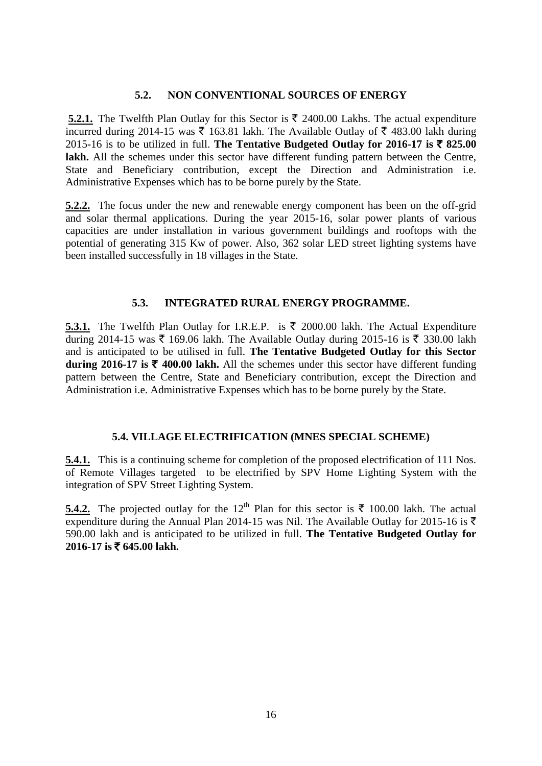## 5.2. NON CONVENTIONAL SOURCES OF ENERGY

**5.2.1.** The Twelfth Plan Outlay for this Sector is ₹ 2400.00 Lakhs. The actual expenditure incurred during 2014-15 was ₹ 163.81 lakh. The Available Outlay of ₹ 483.00 lakh during 2015-16 is to be utilized in full. **The Tentative Budgeted Outlay for 2016-17 is ₹ 825.00 lakh.** All the schemes under this sector have different funding pattern between the Centre, State and Beneficiary contribution, except the Direction and Administration i.e. Administrative Expenses which has to be borne purely by the State.

**5.2.2.** The focus under the new and renewable energy component has been on the off-grid and solar thermal applications. During the year 2015-16, solar power plants of various capacities are under installation in various government buildings and rooftops with the potential of generating 315 Kw of power. Also, 362 solar LED street lighting systems have been installed successfully in 18 villages in the State.

## 5.3. INTEGRATED RURAL ENERGY PROGRAMME.

**5.3.1.** The Twelfth Plan Outlay for I.R.E.P. is ₹ 2000.00 lakh. The Actual Expenditure during 2014-15 was ₹ 169.06 lakh. The Available Outlay during 2015-16 is ₹ 330.00 lakh and is anticipated to be utilised in full. **The Tentative Budgeted Outlay for this Sector during 2016-17 is ₹ 400.00 lakh.** All the schemes under this sector have different funding pattern between the Centre, State and Beneficiary contribution, except the Direction and Administration i.e. Administrative Expenses which has to be borne purely by the State.

## 5.4. VILLAGE ELECTRIFICATION (MNES SPECIAL SCHEME)

**5.4.1.** This is a continuing scheme for completion of the proposed electrification of 111 Nos. of Remote Villages targeted to be electrified by SPV Home Lighting System with the integration of SPV Street Lighting System.

**5.4.2.** The projected outlay for the 12th Plan for this sector is ₹ 100.00 lakh. The actual expenditure during the Annual Plan 2014-15 was Nil. The Available Outlay for 2015-16 is ₹ 590.00 lakh and is anticipated to be utilized in full. **The Tentative Budgeted Outlay for 2016-17 is ₹ 645.00 lakh.**